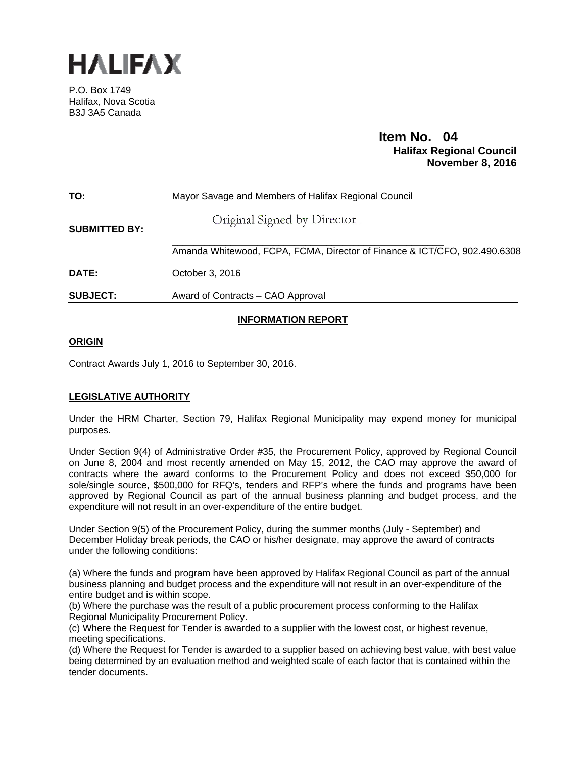# HALIFAX

P.O. Box 1749
Halifax, Nova Scotia
B3J 3A5 Canada

**Item No. 04**
**Halifax Regional Council**
**November 8, 2016**

| | |
|---|---|
| **TO:** | Mayor Savage and Members of Halifax Regional Council |
| **SUBMITTED BY:** | Original Signed by Director<br>Amanda Whitewood, FCPA, FCMA, Director of Finance & ICT/CFO, 902.490.6308 |
| **DATE:** | October 3, 2016 |
| **SUBJECT:** | Award of Contracts – CAO Approval |

## INFORMATION REPORT

### ORIGIN

Contract Awards July 1, 2016 to September 30, 2016.

### LEGISLATIVE AUTHORITY

Under the HRM Charter, Section 79, Halifax Regional Municipality may expend money for municipal purposes.

Under Section 9(4) of Administrative Order #35, the Procurement Policy, approved by Regional Council on June 8, 2004 and most recently amended on May 15, 2012, the CAO may approve the award of contracts where the award conforms to the Procurement Policy and does not exceed $50,000 for sole/single source, $500,000 for RFQ's, tenders and RFP's where the funds and programs have been approved by Regional Council as part of the annual business planning and budget process, and the expenditure will not result in an over-expenditure of the entire budget.

Under Section 9(5) of the Procurement Policy, during the summer months (July - September) and December Holiday break periods, the CAO or his/her designate, may approve the award of contracts under the following conditions:

(a) Where the funds and program have been approved by Halifax Regional Council as part of the annual business planning and budget process and the expenditure will not result in an over-expenditure of the entire budget and is within scope.
(b) Where the purchase was the result of a public procurement process conforming to the Halifax Regional Municipality Procurement Policy.
(c) Where the Request for Tender is awarded to a supplier with the lowest cost, or highest revenue, meeting specifications.
(d) Where the Request for Tender is awarded to a supplier based on achieving best value, with best value being determined by an evaluation method and weighted scale of each factor that is contained within the tender documents.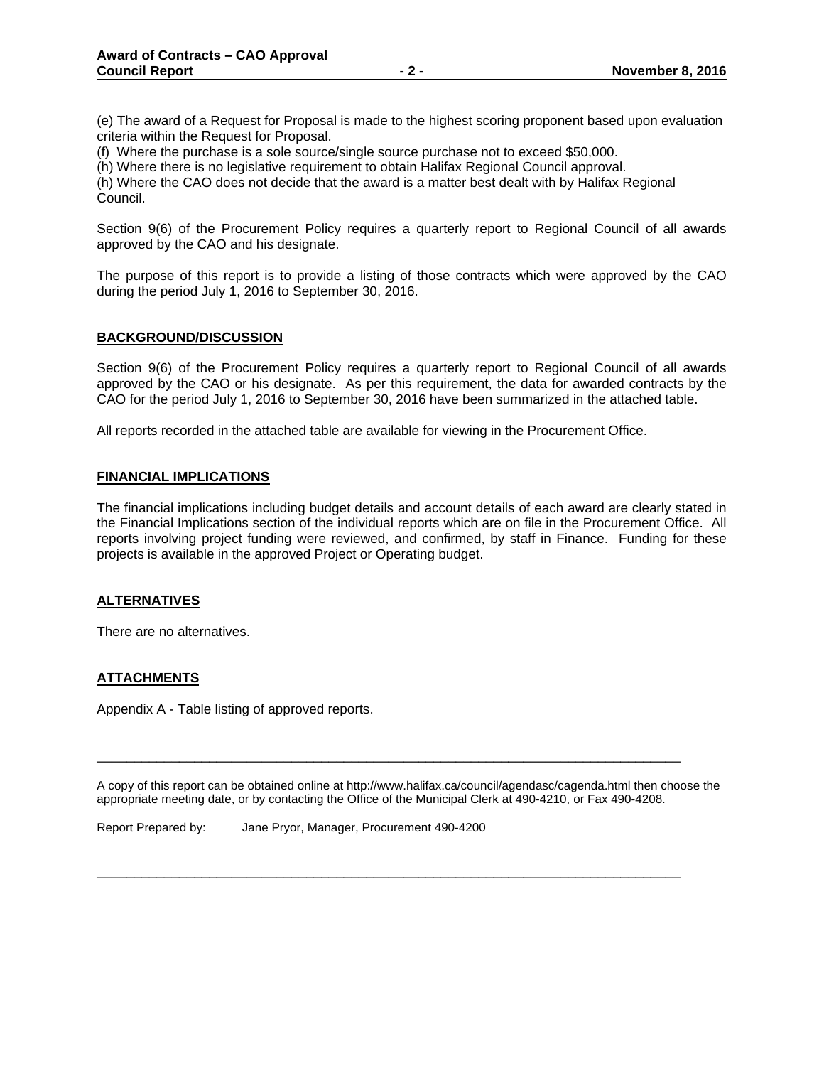(e) The award of a Request for Proposal is made to the highest scoring proponent based upon evaluation criteria within the Request for Proposal.

(f) Where the purchase is a sole source/single source purchase not to exceed $50,000.

(h) Where there is no legislative requirement to obtain Halifax Regional Council approval.

(h) Where the CAO does not decide that the award is a matter best dealt with by Halifax Regional Council.

Section 9(6) of the Procurement Policy requires a quarterly report to Regional Council of all awards approved by the CAO and his designate.

The purpose of this report is to provide a listing of those contracts which were approved by the CAO during the period July 1, 2016 to September 30, 2016.

## BACKGROUND/DISCUSSION

Section 9(6) of the Procurement Policy requires a quarterly report to Regional Council of all awards approved by the CAO or his designate. As per this requirement, the data for awarded contracts by the CAO for the period July 1, 2016 to September 30, 2016 have been summarized in the attached table.

All reports recorded in the attached table are available for viewing in the Procurement Office.

## FINANCIAL IMPLICATIONS

The financial implications including budget details and account details of each award are clearly stated in the Financial Implications section of the individual reports which are on file in the Procurement Office. All reports involving project funding were reviewed, and confirmed, by staff in Finance. Funding for these projects is available in the approved Project or Operating budget.

## ALTERNATIVES

There are no alternatives.

## ATTACHMENTS

Appendix A - Table listing of approved reports.

---

A copy of this report can be obtained online at http://www.halifax.ca/council/agendasc/cagenda.html then choose the appropriate meeting date, or by contacting the Office of the Municipal Clerk at 490-4210, or Fax 490-4208.

Report Prepared by: Jane Pryor, Manager, Procurement 490-4200

---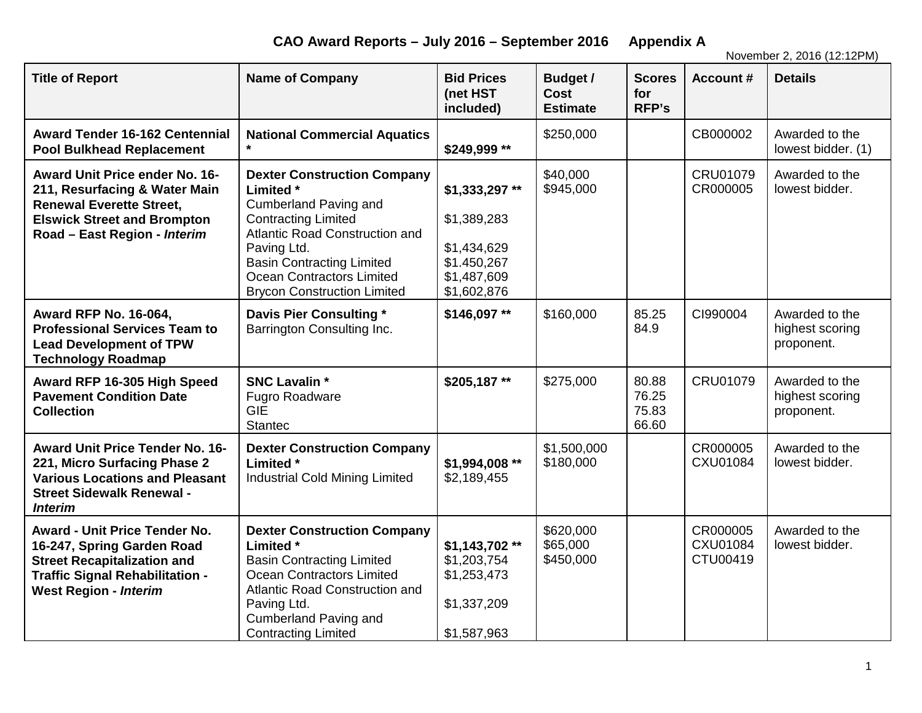# CAO Award Reports – July 2016 – September 2016 Appendix A

November 2, 2016 (12:12PM)

| Title of Report | Name of Company | Bid Prices (net HST included) | Budget / Cost Estimate | Scores for RFP's | Account # | Details |
|---|---|---|---|---|---|---|
| **Award Tender 16-162 Centennial Pool Bulkhead Replacement** | **National Commercial Aquatics *** | **$249,999 **** | $250,000 | | CB000002 | Awarded to the lowest bidder. (1) |
| **Award Unit Price ender No. 16-211, Resurfacing & Water Main Renewal Everette Street, Elswick Street and Brompton Road – East Region - *Interim*** | **Dexter Construction Company Limited ***<br>Cumberland Paving and Contracting Limited<br>Atlantic Road Construction and Paving Ltd.<br>Basin Contracting Limited<br>Ocean Contractors Limited<br>Brycon Construction Limited | **$1,333,297 ****<br>$1,389,283<br>$1,434,629<br>$1.450,267<br>$1,487,609<br>$1,602,876 | $40,000<br>$945,000 | | CRU01079<br>CR000005 | Awarded to the lowest bidder. |
| **Award RFP No. 16-064, Professional Services Team to Lead Development of TPW Technology Roadmap** | **Davis Pier Consulting ***<br>Barrington Consulting Inc. | **$146,097 **** | $160,000 | 85.25<br>84.9 | CI990004 | Awarded to the highest scoring proponent. |
| **Award RFP 16-305 High Speed Pavement Condition Date Collection** | **SNC Lavalin ***<br>Fugro Roadware<br>GIE<br>Stantec | **$205,187 **** | $275,000 | 80.88<br>76.25<br>75.83<br>66.60 | CRU01079 | Awarded to the highest scoring proponent. |
| **Award Unit Price Tender No. 16-221, Micro Surfacing Phase 2 Various Locations and Pleasant Street Sidewalk Renewal - *Interim*** | **Dexter Construction Company Limited ***<br>Industrial Cold Mining Limited | **$1,994,008 ****<br>$2,189,455 | $1,500,000<br>$180,000 | | CR000005<br>CXU01084 | Awarded to the lowest bidder. |
| **Award - Unit Price Tender No. 16-247, Spring Garden Road Street Recapitalization and Traffic Signal Rehabilitation - West Region - *Interim*** | **Dexter Construction Company Limited ***<br>Basin Contracting Limited<br>Ocean Contractors Limited<br>Atlantic Road Construction and Paving Ltd.<br>Cumberland Paving and Contracting Limited | **$1,143,702 ****<br>$1,203,754<br>$1,253,473<br>$1,337,209<br>$1,587,963 | $620,000<br>$65,000<br>$450,000 | | CR000005<br>CXU01084<br>CTU00419 | Awarded to the lowest bidder. |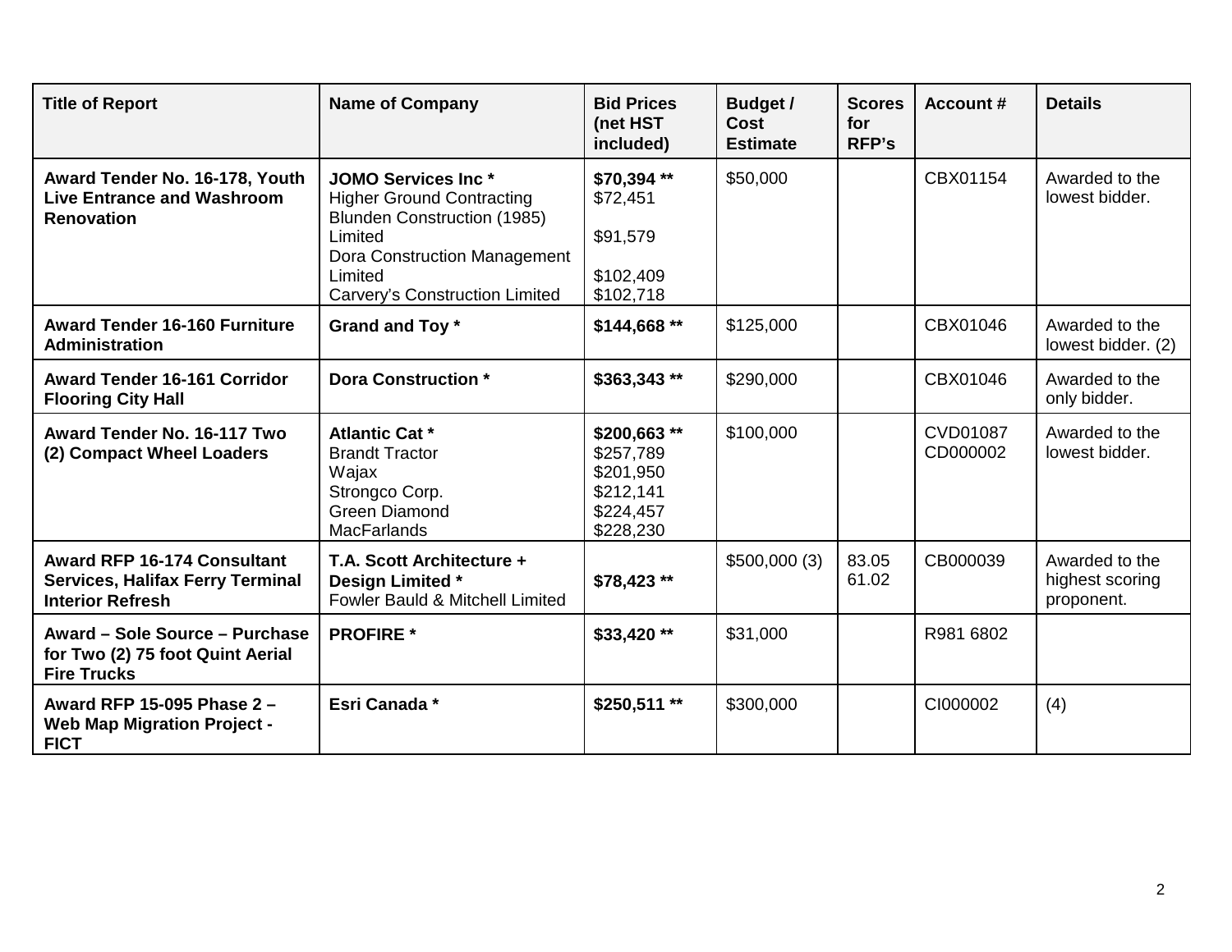| Title of Report | Name of Company | Bid Prices (net HST included) | Budget / Cost Estimate | Scores for RFP's | Account # | Details |
|---|---|---|---|---|---|---|
| **Award Tender No. 16-178, Youth Live Entrance and Washroom Renovation** | **JOMO Services Inc ***<br>Higher Ground Contracting<br>Blunden Construction (1985) Limited<br>Dora Construction Management Limited<br>Carvery's Construction Limited | **$70,394 ****<br>$72,451<br>$91,579<br>$102,409<br>$102,718 | $50,000 | | CBX01154 | Awarded to the lowest bidder. |
| **Award Tender 16-160 Furniture Administration** | **Grand and Toy *** | **$144,668 **** | $125,000 | | CBX01046 | Awarded to the lowest bidder. (2) |
| **Award Tender 16-161 Corridor Flooring City Hall** | **Dora Construction *** | **$363,343 **** | $290,000 | | CBX01046 | Awarded to the only bidder. |
| **Award Tender No. 16-117 Two (2) Compact Wheel Loaders** | **Atlantic Cat ***<br>Brandt Tractor<br>Wajax<br>Strongco Corp.<br>Green Diamond<br>MacFarlands | **$200,663 ****<br>$257,789<br>$201,950<br>$212,141<br>$224,457<br>$228,230 | $100,000 | | CVD01087<br>CD000002 | Awarded to the lowest bidder. |
| **Award RFP 16-174 Consultant Services, Halifax Ferry Terminal Interior Refresh** | **T.A. Scott Architecture + Design Limited ***<br>Fowler Bauld & Mitchell Limited | **$78,423 **** | $500,000 (3) | 83.05<br>61.02 | CB000039 | Awarded to the highest scoring proponent. |
| **Award – Sole Source – Purchase for Two (2) 75 foot Quint Aerial Fire Trucks** | **PROFIRE *** | **$33,420 **** | $31,000 | | R981 6802 | |
| **Award RFP 15-095 Phase 2 – Web Map Migration Project - FICT** | **Esri Canada *** | **$250,511 **** | $300,000 | | CI000002 | (4) |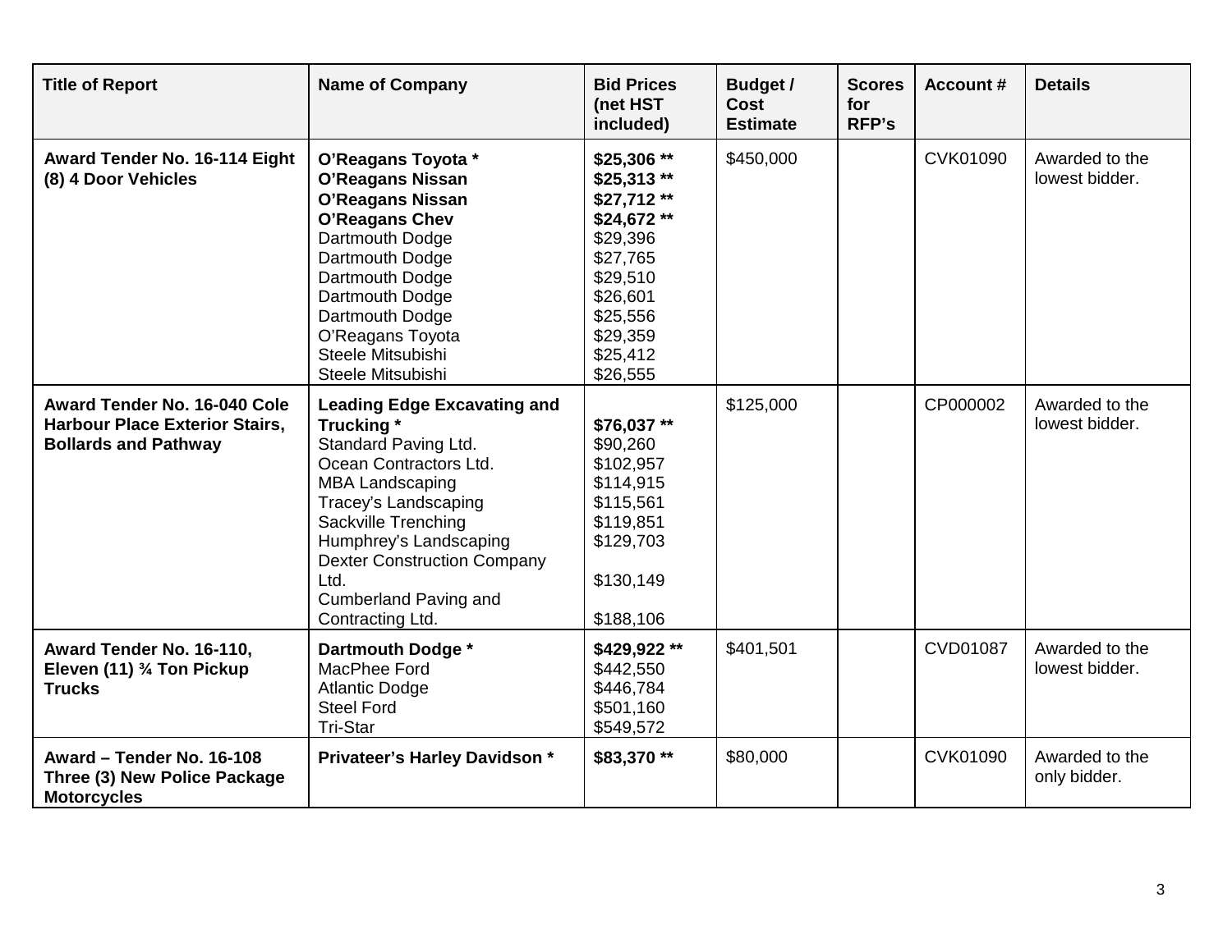| Title of Report | Name of Company | Bid Prices (net HST included) | Budget / Cost Estimate | Scores for RFP's | Account # | Details |
|---|---|---|---|---|---|---|
| **Award Tender No. 16-114 Eight (8) 4 Door Vehicles** | **O'Reagans Toyota \***<br>**O'Reagans Nissan**<br>**O'Reagans Nissan**<br>**O'Reagans Chev**<br>Dartmouth Dodge<br>Dartmouth Dodge<br>Dartmouth Dodge<br>Dartmouth Dodge<br>Dartmouth Dodge<br>O'Reagans Toyota<br>Steele Mitsubishi<br>Steele Mitsubishi | **$25,306 \*\***<br>**$25,313 \*\***<br>**$27,712 \*\***<br>**$24,672 \*\***<br>$29,396<br>$27,765<br>$29,510<br>$26,601<br>$25,556<br>$29,359<br>$25,412<br>$26,555 | $450,000 | | CVK01090 | Awarded to the lowest bidder. |
| **Award Tender No. 16-040 Cole Harbour Place Exterior Stairs, Bollards and Pathway** | **Leading Edge Excavating and Trucking \***<br>Standard Paving Ltd.<br>Ocean Contractors Ltd.<br>MBA Landscaping<br>Tracey's Landscaping<br>Sackville Trenching<br>Humphrey's Landscaping<br>Dexter Construction Company Ltd.<br>Cumberland Paving and Contracting Ltd. | **$76,037 \*\***<br>$90,260<br>$102,957<br>$114,915<br>$115,561<br>$119,851<br>$129,703<br>$130,149<br>$188,106 | $125,000 | | CP000002 | Awarded to the lowest bidder. |
| **Award Tender No. 16-110, Eleven (11) ¾ Ton Pickup Trucks** | **Dartmouth Dodge \***<br>MacPhee Ford<br>Atlantic Dodge<br>Steel Ford<br>Tri-Star | **$429,922 \*\***<br>$442,550<br>$446,784<br>$501,160<br>$549,572 | $401,501 | | CVD01087 | Awarded to the lowest bidder. |
| **Award – Tender No. 16-108 Three (3) New Police Package Motorcycles** | **Privateer's Harley Davidson \*** | **$83,370 \*\*** | $80,000 | | CVK01090 | Awarded to the only bidder. |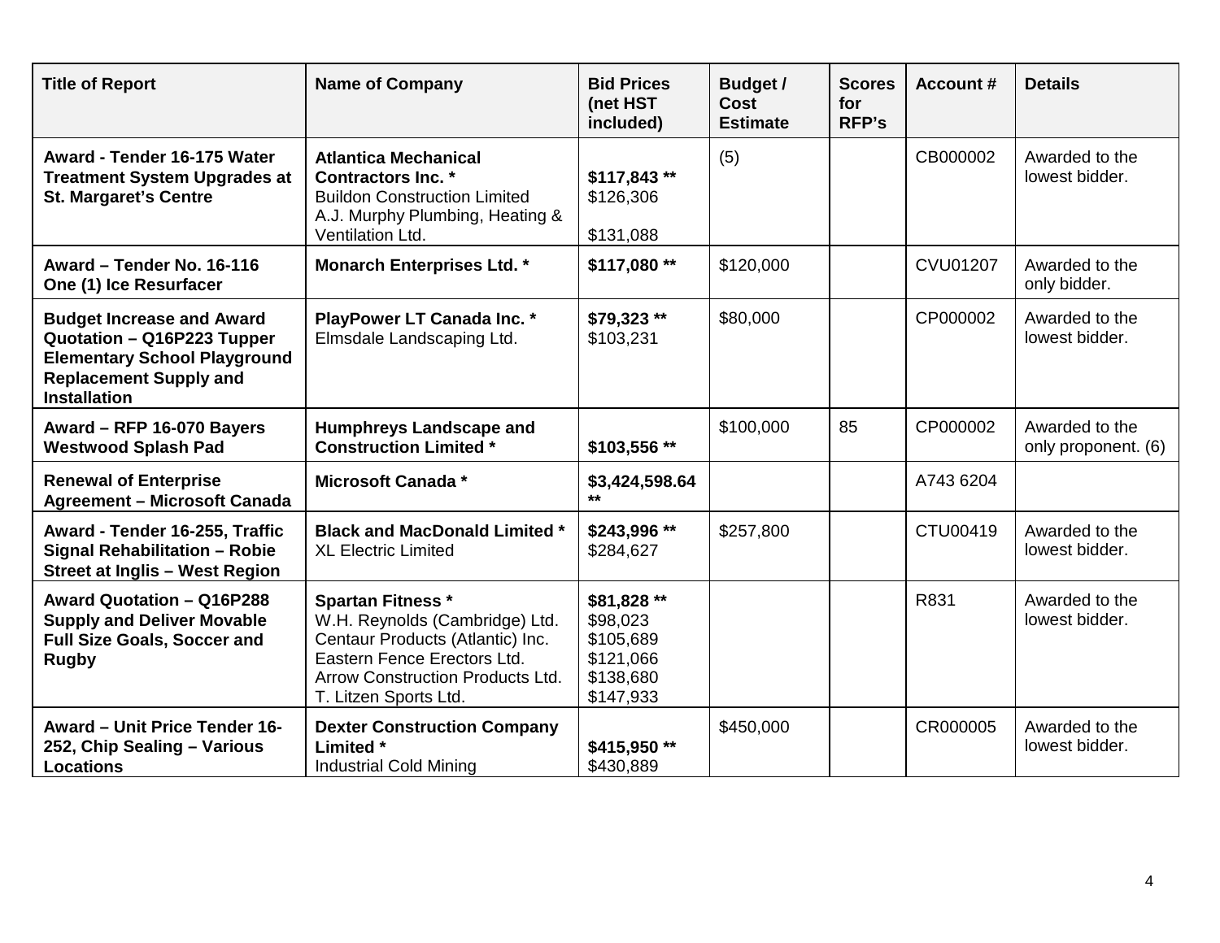| Title of Report | Name of Company | Bid Prices (net HST included) | Budget / Cost Estimate | Scores for RFP's | Account # | Details |
|---|---|---|---|---|---|---|
| **Award - Tender 16-175 Water Treatment System Upgrades at St. Margaret's Centre** | **Atlantica Mechanical Contractors Inc. ***<br>Buildon Construction Limited<br>A.J. Murphy Plumbing, Heating & Ventilation Ltd. | **$117,843 ****<br>$126,306<br>$131,088 | (5) | | CB000002 | Awarded to the lowest bidder. |
| **Award – Tender No. 16-116 One (1) Ice Resurfacer** | **Monarch Enterprises Ltd. *** | **$117,080 **** | $120,000 | | CVU01207 | Awarded to the only bidder. |
| **Budget Increase and Award Quotation – Q16P223 Tupper Elementary School Playground Replacement Supply and Installation** | **PlayPower LT Canada Inc. ***<br>Elmsdale Landscaping Ltd. | **$79,323 ****<br>$103,231 | $80,000 | | CP000002 | Awarded to the lowest bidder. |
| **Award – RFP 16-070 Bayers Westwood Splash Pad** | **Humphreys Landscape and Construction Limited *** | **$103,556 **** | $100,000 | 85 | CP000002 | Awarded to the only proponent. (6) |
| **Renewal of Enterprise Agreement – Microsoft Canada** | **Microsoft Canada *** | **$3,424,598.64 **** | | | A743 6204 | |
| **Award - Tender 16-255, Traffic Signal Rehabilitation – Robie Street at Inglis – West Region** | **Black and MacDonald Limited ***<br>XL Electric Limited | **$243,996 ****<br>$284,627 | $257,800 | | CTU00419 | Awarded to the lowest bidder. |
| **Award Quotation – Q16P288 Supply and Deliver Movable Full Size Goals, Soccer and Rugby** | **Spartan Fitness ***<br>W.H. Reynolds (Cambridge) Ltd.<br>Centaur Products (Atlantic) Inc.<br>Eastern Fence Erectors Ltd.<br>Arrow Construction Products Ltd.<br>T. Litzen Sports Ltd. | **$81,828 ****<br>$98,023<br>$105,689<br>$121,066<br>$138,680<br>$147,933 | | | R831 | Awarded to the lowest bidder. |
| **Award – Unit Price Tender 16-252, Chip Sealing – Various Locations** | **Dexter Construction Company Limited ***<br>Industrial Cold Mining | **$415,950 ****<br>$430,889 | $450,000 | | CR000005 | Awarded to the lowest bidder. |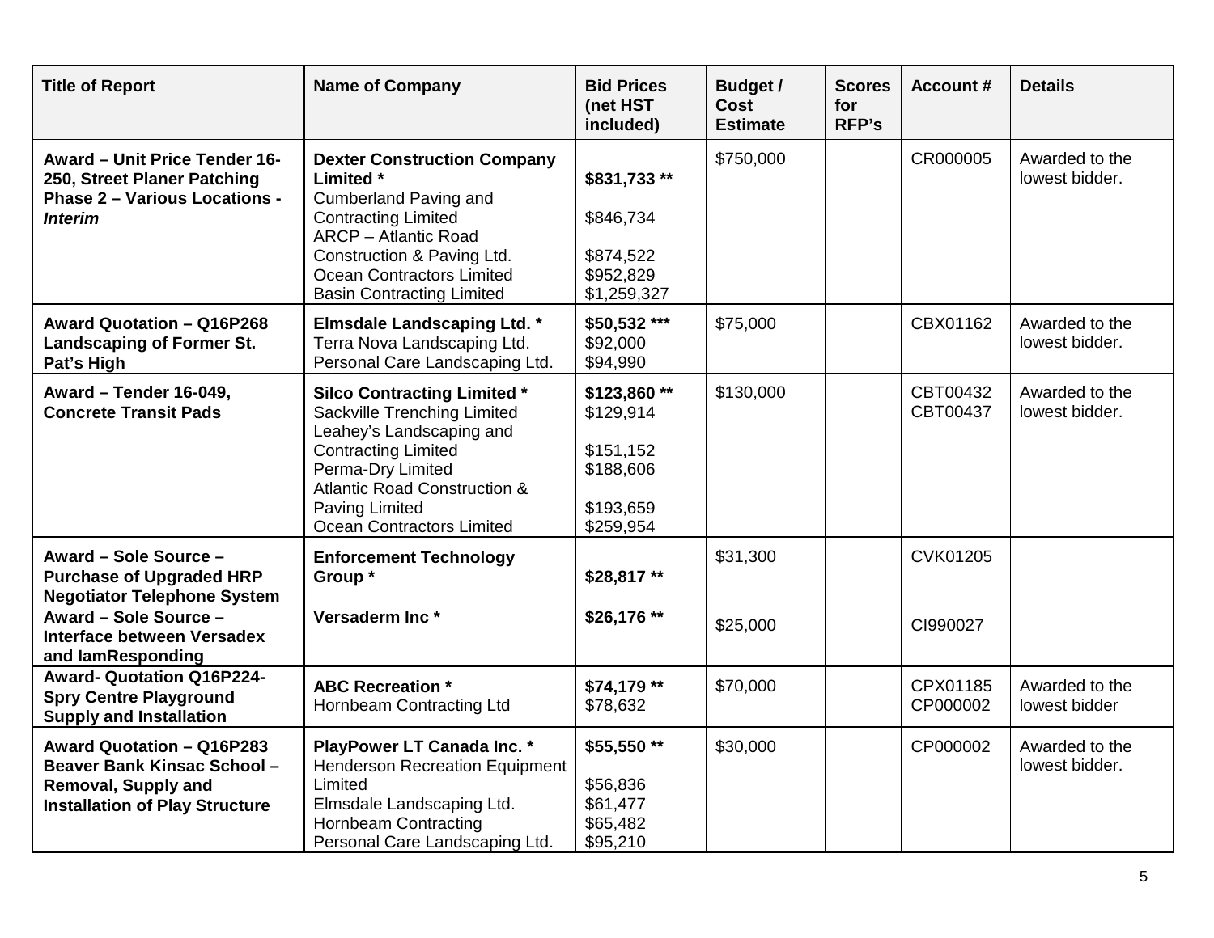| Title of Report | Name of Company | Bid Prices (net HST included) | Budget / Cost Estimate | Scores for RFP's | Account # | Details |
|---|---|---|---|---|---|---|
| **Award – Unit Price Tender 16-250, Street Planer Patching Phase 2 – Various Locations - *Interim*** | **Dexter Construction Company Limited ***<br>Cumberland Paving and Contracting Limited<br>ARCP – Atlantic Road Construction & Paving Ltd.<br>Ocean Contractors Limited<br>Basin Contracting Limited | **$831,733 ****<br>$846,734<br>$874,522<br>$952,829<br>$1,259,327 | $750,000 | | CR000005 | Awarded to the lowest bidder. |
| **Award Quotation – Q16P268 Landscaping of Former St. Pat's High** | **Elmsdale Landscaping Ltd. ***<br>Terra Nova Landscaping Ltd.<br>Personal Care Landscaping Ltd. | **$50,532 *****<br>$92,000<br>$94,990 | $75,000 | | CBX01162 | Awarded to the lowest bidder. |
| **Award – Tender 16-049, Concrete Transit Pads** | **Silco Contracting Limited ***<br>Sackville Trenching Limited<br>Leahey's Landscaping and Contracting Limited<br>Perma-Dry Limited<br>Atlantic Road Construction & Paving Limited<br>Ocean Contractors Limited | **$123,860 ****<br>$129,914<br>$151,152<br>$188,606<br>$193,659<br>$259,954 | $130,000 | | CBT00432<br>CBT00437 | Awarded to the lowest bidder. |
| **Award – Sole Source – Purchase of Upgraded HRP Negotiator Telephone System** | **Enforcement Technology Group *** | **$28,817 **** | $31,300 | | CVK01205 | |
| **Award – Sole Source – Interface between Versadex and IamResponding** | **Versaderm Inc *** | **$26,176 **** | $25,000 | | CI990027 | |
| **Award- Quotation Q16P224- Spry Centre Playground Supply and Installation** | **ABC Recreation ***<br>Hornbeam Contracting Ltd | **$74,179 ****<br>$78,632 | $70,000 | | CPX01185<br>CP000002 | Awarded to the lowest bidder |
| **Award Quotation – Q16P283 Beaver Bank Kinsac School – Removal, Supply and Installation of Play Structure** | **PlayPower LT Canada Inc. ***<br>Henderson Recreation Equipment Limited<br>Elmsdale Landscaping Ltd.<br>Hornbeam Contracting<br>Personal Care Landscaping Ltd. | **$55,550 ****<br>$56,836<br>$61,477<br>$65,482<br>$95,210 | $30,000 | | CP000002 | Awarded to the lowest bidder. |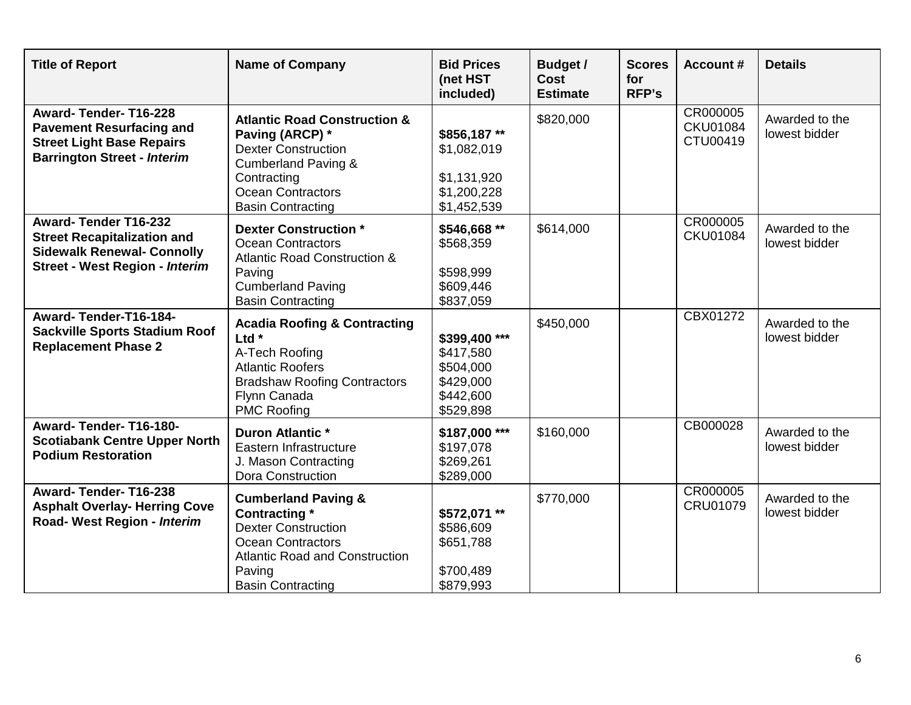| Title of Report | Name of Company | Bid Prices (net HST included) | Budget / Cost Estimate | Scores for RFP's | Account # | Details |
|---|---|---|---|---|---|---|
| **Award- Tender- T16-228 Pavement Resurfacing and Street Light Base Repairs Barrington Street - *Interim*** | **Atlantic Road Construction & Paving (ARCP) ***<br>Dexter Construction<br>Cumberland Paving & Contracting<br>Ocean Contractors<br>Basin Contracting | **$856,187 ****<br>$1,082,019<br>$1,131,920<br>$1,200,228<br>$1,452,539 | $820,000 | | CR000005<br>CKU01084<br>CTU00419 | Awarded to the lowest bidder |
| **Award- Tender T16-232 Street Recapitalization and Sidewalk Renewal- Connolly Street - West Region - *Interim*** | **Dexter Construction ***<br>Ocean Contractors<br>Atlantic Road Construction & Paving<br>Cumberland Paving<br>Basin Contracting | **$546,668 ****<br>$568,359<br>$598,999<br>$609,446<br>$837,059 | $614,000 | | CR000005<br>CKU01084 | Awarded to the lowest bidder |
| **Award- Tender-T16-184- Sackville Sports Stadium Roof Replacement Phase 2** | **Acadia Roofing & Contracting Ltd ***<br>A-Tech Roofing<br>Atlantic Roofers<br>Bradshaw Roofing Contractors<br>Flynn Canada<br>PMC Roofing | **$399,400 *****<br>$417,580<br>$504,000<br>$429,000<br>$442,600<br>$529,898 | $450,000 | | CBX01272 | Awarded to the lowest bidder |
| **Award- Tender- T16-180- Scotiabank Centre Upper North Podium Restoration** | **Duron Atlantic ***<br>Eastern Infrastructure<br>J. Mason Contracting<br>Dora Construction | **$187,000 *****<br>$197,078<br>$269,261<br>$289,000 | $160,000 | | CB000028 | Awarded to the lowest bidder |
| **Award- Tender- T16-238 Asphalt Overlay- Herring Cove Road- West Region - *Interim*** | **Cumberland Paving & Contracting ***<br>Dexter Construction<br>Ocean Contractors<br>Atlantic Road and Construction Paving<br>Basin Contracting | **$572,071 ****<br>$586,609<br>$651,788<br>$700,489<br>$879,993 | $770,000 | | CR000005<br>CRU01079 | Awarded to the lowest bidder |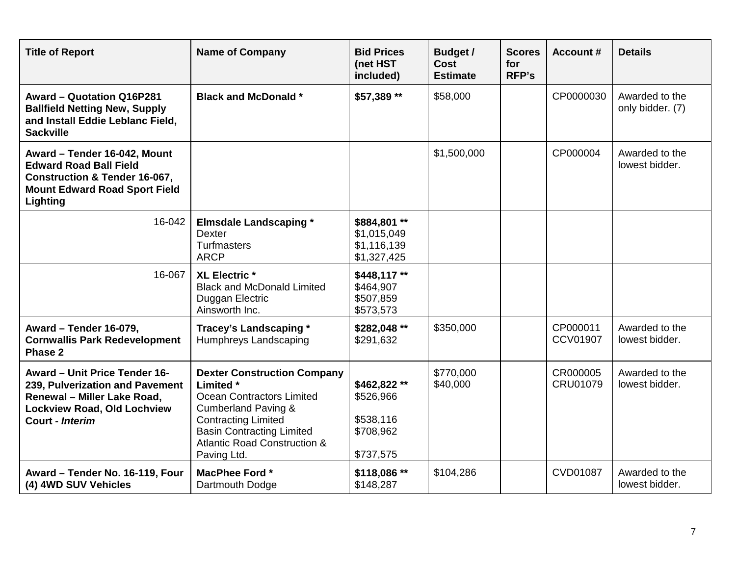| Title of Report | Name of Company | Bid Prices (net HST included) | Budget / Cost Estimate | Scores for RFP's | Account # | Details |
|---|---|---|---|---|---|---|
| **Award – Quotation Q16P281 Ballfield Netting New, Supply and Install Eddie Leblanc Field, Sackville** | **Black and McDonald *** | **$57,389 **** | $58,000 | | CP0000030 | Awarded to the only bidder. (7) |
| **Award – Tender 16-042, Mount Edward Road Ball Field Construction & Tender 16-067, Mount Edward Road Sport Field Lighting** | | | $1,500,000 | | CP000004 | Awarded to the lowest bidder. |
| 16-042 | **Elmsdale Landscaping ***<br>Dexter<br>Turfmasters<br>ARCP | **$884,801 ****<br>$1,015,049<br>$1,116,139<br>$1,327,425 | | | | |
| 16-067 | **XL Electric ***<br>Black and McDonald Limited<br>Duggan Electric<br>Ainsworth Inc. | **$448,117 ****<br>$464,907<br>$507,859<br>$573,573 | | | | |
| **Award – Tender 16-079, Cornwallis Park Redevelopment Phase 2** | **Tracey's Landscaping ***<br>Humphreys Landscaping | **$282,048 ****<br>$291,632 | $350,000 | | CP000011<br>CCV01907 | Awarded to the lowest bidder. |
| **Award – Unit Price Tender 16-239, Pulverization and Pavement Renewal – Miller Lake Road, Lockview Road, Old Lochview Court - *Interim*** | **Dexter Construction Company Limited ***<br>Ocean Contractors Limited<br>Cumberland Paving & Contracting Limited<br>Basin Contracting Limited<br>Atlantic Road Construction & Paving Ltd. | **$462,822 ****<br>$526,966<br>$538,116<br>$708,962<br>$737,575 | $770,000<br>$40,000 | | CR000005<br>CRU01079 | Awarded to the lowest bidder. |
| **Award – Tender No. 16-119, Four (4) 4WD SUV Vehicles** | **MacPhee Ford ***<br>Dartmouth Dodge | **$118,086 ****<br>$148,287 | $104,286 | | CVD01087 | Awarded to the lowest bidder. |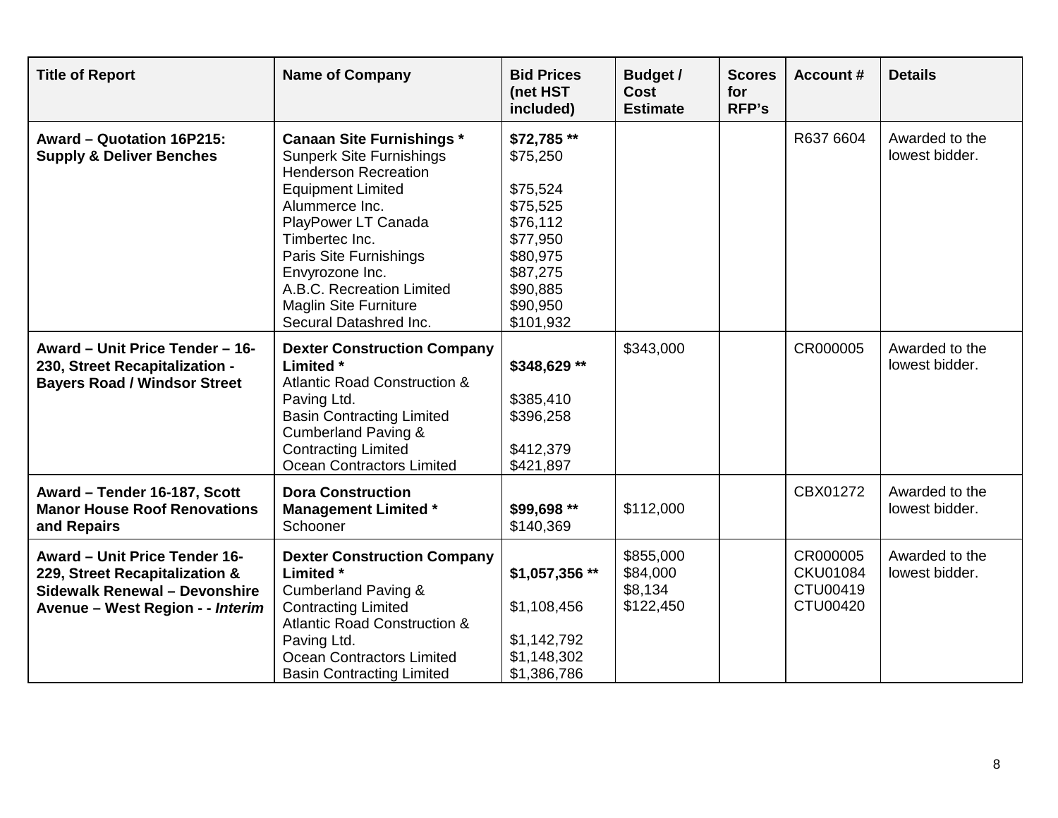| Title of Report | Name of Company | Bid Prices (net HST included) | Budget / Cost Estimate | Scores for RFP's | Account # | Details |
|---|---|---|---|---|---|---|
| **Award – Quotation 16P215: Supply & Deliver Benches** | **Canaan Site Furnishings \***<br>Sunperk Site Furnishings<br>Henderson Recreation Equipment Limited<br>Alummerce Inc.<br>PlayPower LT Canada<br>Timbertec Inc.<br>Paris Site Furnishings<br>Envyrozone Inc.<br>A.B.C. Recreation Limited<br>Maglin Site Furniture<br>Secural Datashred Inc. | **$72,785 \*\***<br>$75,250<br>$75,524<br>$75,525<br>$76,112<br>$77,950<br>$80,975<br>$87,275<br>$90,885<br>$90,950<br>$101,932 | | | R637 6604 | Awarded to the lowest bidder. |
| **Award – Unit Price Tender – 16-230, Street Recapitalization - Bayers Road / Windsor Street** | **Dexter Construction Company Limited \***<br>Atlantic Road Construction & Paving Ltd.<br>Basin Contracting Limited<br>Cumberland Paving & Contracting Limited<br>Ocean Contractors Limited | **$348,629 \*\***<br>$385,410<br>$396,258<br>$412,379<br>$421,897 | $343,000 | | CR000005 | Awarded to the lowest bidder. |
| **Award – Tender 16-187, Scott Manor House Roof Renovations and Repairs** | **Dora Construction Management Limited \***<br>Schooner | **$99,698 \*\***<br>$140,369 | $112,000 | | CBX01272 | Awarded to the lowest bidder. |
| **Award – Unit Price Tender 16-229, Street Recapitalization & Sidewalk Renewal – Devonshire Avenue – West Region - - *Interim*** | **Dexter Construction Company Limited \***<br>Cumberland Paving & Contracting Limited<br>Atlantic Road Construction & Paving Ltd.<br>Ocean Contractors Limited<br>Basin Contracting Limited | **$1,057,356 \*\***<br>$1,108,456<br>$1,142,792<br>$1,148,302<br>$1,386,786 | $855,000<br>$84,000<br>$8,134<br>$122,450 | | CR000005<br>CKU01084<br>CTU00419<br>CTU00420 | Awarded to the lowest bidder. |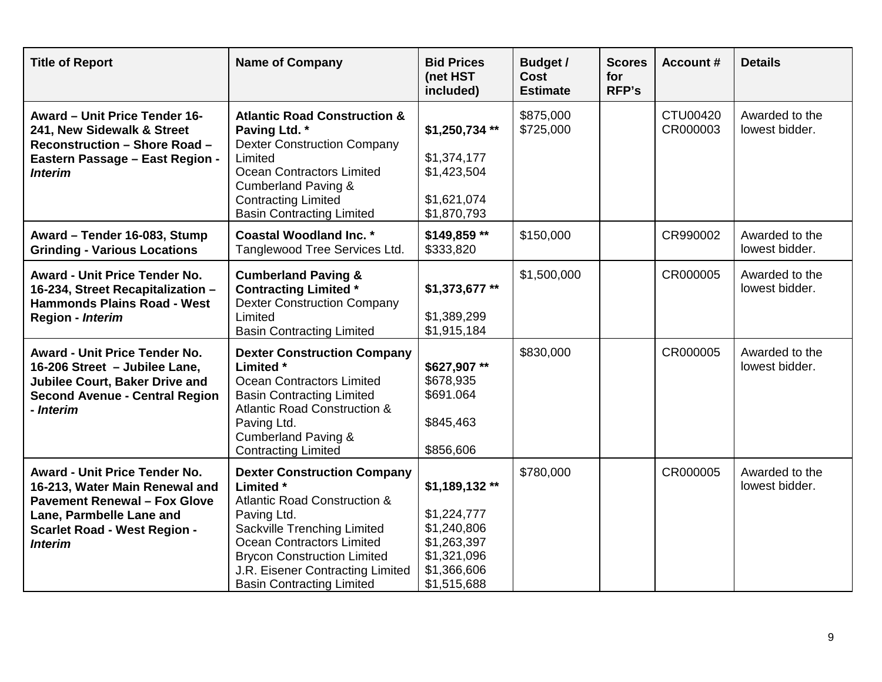| Title of Report | Name of Company | Bid Prices (net HST included) | Budget / Cost Estimate | Scores for RFP's | Account # | Details |
|---|---|---|---|---|---|---|
| **Award – Unit Price Tender 16-241, New Sidewalk & Street Reconstruction – Shore Road – Eastern Passage – East Region - *Interim*** | **Atlantic Road Construction & Paving Ltd. ***<br>Dexter Construction Company Limited<br>Ocean Contractors Limited<br>Cumberland Paving & Contracting Limited<br>Basin Contracting Limited | **$1,250,734 ****<br>$1,374,177<br>$1,423,504<br>$1,621,074<br>$1,870,793 | $875,000<br>$725,000 | | CTU00420<br>CR000003 | Awarded to the lowest bidder. |
| **Award – Tender 16-083, Stump Grinding - Various Locations** | **Coastal Woodland Inc. ***<br>Tanglewood Tree Services Ltd. | **$149,859 ****<br>$333,820 | $150,000 | | CR990002 | Awarded to the lowest bidder. |
| **Award - Unit Price Tender No. 16-234, Street Recapitalization – Hammonds Plains Road - West Region - *Interim*** | **Cumberland Paving & Contracting Limited ***<br>Dexter Construction Company Limited<br>Basin Contracting Limited | **$1,373,677 ****<br>$1,389,299<br>$1,915,184 | $1,500,000 | | CR000005 | Awarded to the lowest bidder. |
| **Award - Unit Price Tender No. 16-206 Street – Jubilee Lane, Jubilee Court, Baker Drive and Second Avenue - Central Region - *Interim*** | **Dexter Construction Company Limited ***<br>Ocean Contractors Limited<br>Basin Contracting Limited<br>Atlantic Road Construction & Paving Ltd.<br>Cumberland Paving & Contracting Limited | **$627,907 ****<br>$678,935<br>$691.064<br>$845,463<br>$856,606 | $830,000 | | CR000005 | Awarded to the lowest bidder. |
| **Award - Unit Price Tender No. 16-213, Water Main Renewal and Pavement Renewal – Fox Glove Lane, Parmbelle Lane and Scarlet Road - West Region - *Interim*** | **Dexter Construction Company Limited ***<br>Atlantic Road Construction & Paving Ltd.<br>Sackville Trenching Limited<br>Ocean Contractors Limited<br>Brycon Construction Limited<br>J.R. Eisener Contracting Limited<br>Basin Contracting Limited | **$1,189,132 ****<br>$1,224,777<br>$1,240,806<br>$1,263,397<br>$1,321,096<br>$1,366,606<br>$1,515,688 | $780,000 | | CR000005 | Awarded to the lowest bidder. |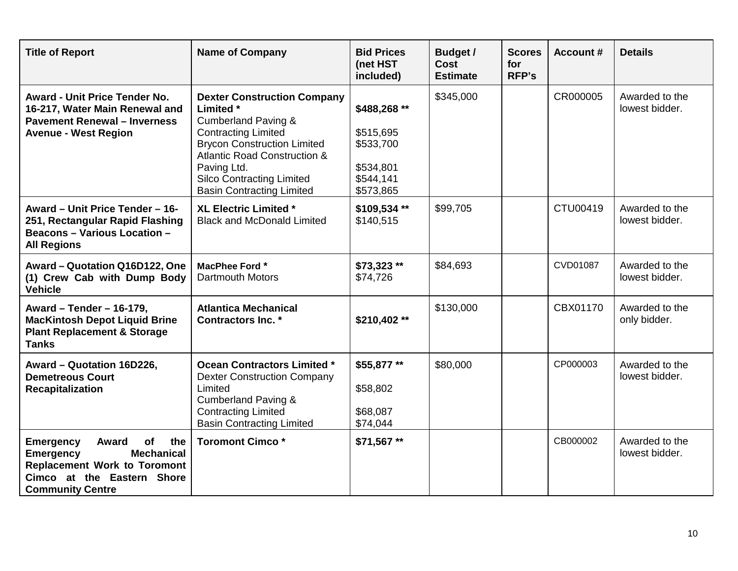| Title of Report | Name of Company | Bid Prices (net HST included) | Budget / Cost Estimate | Scores for RFP's | Account # | Details |
|---|---|---|---|---|---|---|
| **Award - Unit Price Tender No. 16-217, Water Main Renewal and Pavement Renewal – Inverness Avenue - West Region** | **Dexter Construction Company Limited ***<br>Cumberland Paving & Contracting Limited<br>Brycon Construction Limited<br>Atlantic Road Construction & Paving Ltd.<br>Silco Contracting Limited<br>Basin Contracting Limited | **$488,268 ****<br>$515,695<br>$533,700<br>$534,801<br>$544,141<br>$573,865 | $345,000 | | CR000005 | Awarded to the lowest bidder. |
| **Award – Unit Price Tender – 16-251, Rectangular Rapid Flashing Beacons – Various Location – All Regions** | **XL Electric Limited ***<br>Black and McDonald Limited | **$109,534 ****<br>$140,515 | $99,705 | | CTU00419 | Awarded to the lowest bidder. |
| **Award – Quotation Q16D122, One (1) Crew Cab with Dump Body Vehicle** | **MacPhee Ford ***<br>Dartmouth Motors | **$73,323 ****<br>$74,726 | $84,693 | | CVD01087 | Awarded to the lowest bidder. |
| **Award – Tender – 16-179, MacKintosh Depot Liquid Brine Plant Replacement & Storage Tanks** | **Atlantica Mechanical Contractors Inc. *** | **$210,402 **** | $130,000 | | CBX01170 | Awarded to the only bidder. |
| **Award – Quotation 16D226, Demetreous Court Recapitalization** | **Ocean Contractors Limited ***<br>Dexter Construction Company Limited<br>Cumberland Paving & Contracting Limited<br>Basin Contracting Limited | **$55,877 ****<br>$58,802<br>$68,087<br>$74,044 | $80,000 | | CP000003 | Awarded to the lowest bidder. |
| **Emergency Award of the Emergency Mechanical Replacement Work to Toromont Cimco at the Eastern Shore Community Centre** | **Toromont Cimco *** | **$71,567 **** | | | CB000002 | Awarded to the lowest bidder. |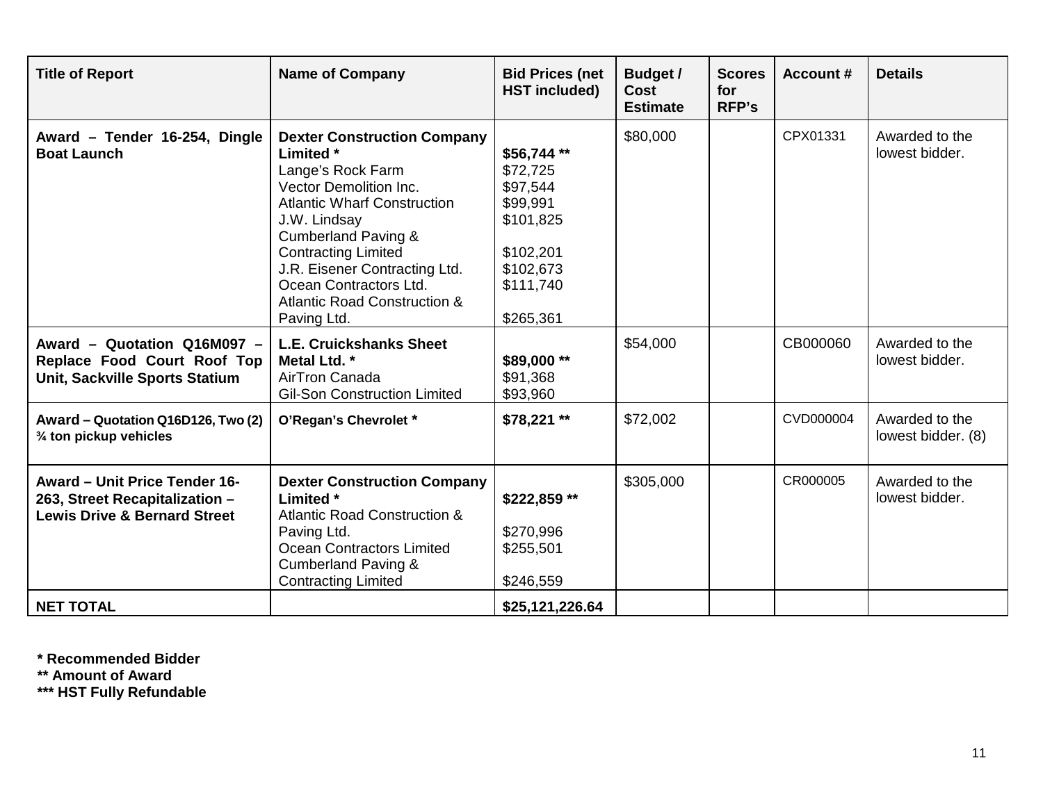| Title of Report | Name of Company | Bid Prices (net HST included) | Budget / Cost Estimate | Scores for RFP's | Account # | Details |
|---|---|---|---|---|---|---|
| **Award – Tender 16-254, Dingle Boat Launch** | **Dexter Construction Company Limited ***<br>Lange's Rock Farm<br>Vector Demolition Inc.<br>Atlantic Wharf Construction<br>J.W. Lindsay<br>Cumberland Paving & Contracting Limited<br>J.R. Eisener Contracting Ltd.<br>Ocean Contractors Ltd.<br>Atlantic Road Construction & Paving Ltd. | **$56,744 ****<br>$72,725<br>$97,544<br>$99,991<br>$101,825<br>$102,201<br>$102,673<br>$111,740<br>$265,361 | $80,000 | | CPX01331 | Awarded to the lowest bidder. |
| **Award – Quotation Q16M097 – Replace Food Court Roof Top Unit, Sackville Sports Statium** | **L.E. Cruickshanks Sheet Metal Ltd. ***<br>AirTron Canada<br>Gil-Son Construction Limited | **$89,000 ****<br>$91,368<br>$93,960 | $54,000 | | CB000060 | Awarded to the lowest bidder. |
| **Award – Quotation Q16D126, Two (2) ¾ ton pickup vehicles** | **O'Regan's Chevrolet *** | **$78,221 **** | $72,002 | | CVD000004 | Awarded to the lowest bidder. (8) |
| **Award – Unit Price Tender 16-263, Street Recapitalization – Lewis Drive & Bernard Street** | **Dexter Construction Company Limited ***<br>Atlantic Road Construction & Paving Ltd.<br>Ocean Contractors Limited<br>Cumberland Paving & Contracting Limited | **$222,859 ****<br>$270,996<br>$255,501<br>$246,559 | $305,000 | | CR000005 | Awarded to the lowest bidder. |
| **NET TOTAL** | | **$25,121,226.64** | | | | |

**\* Recommended Bidder**
**\*\* Amount of Award**
**\*\*\* HST Fully Refundable**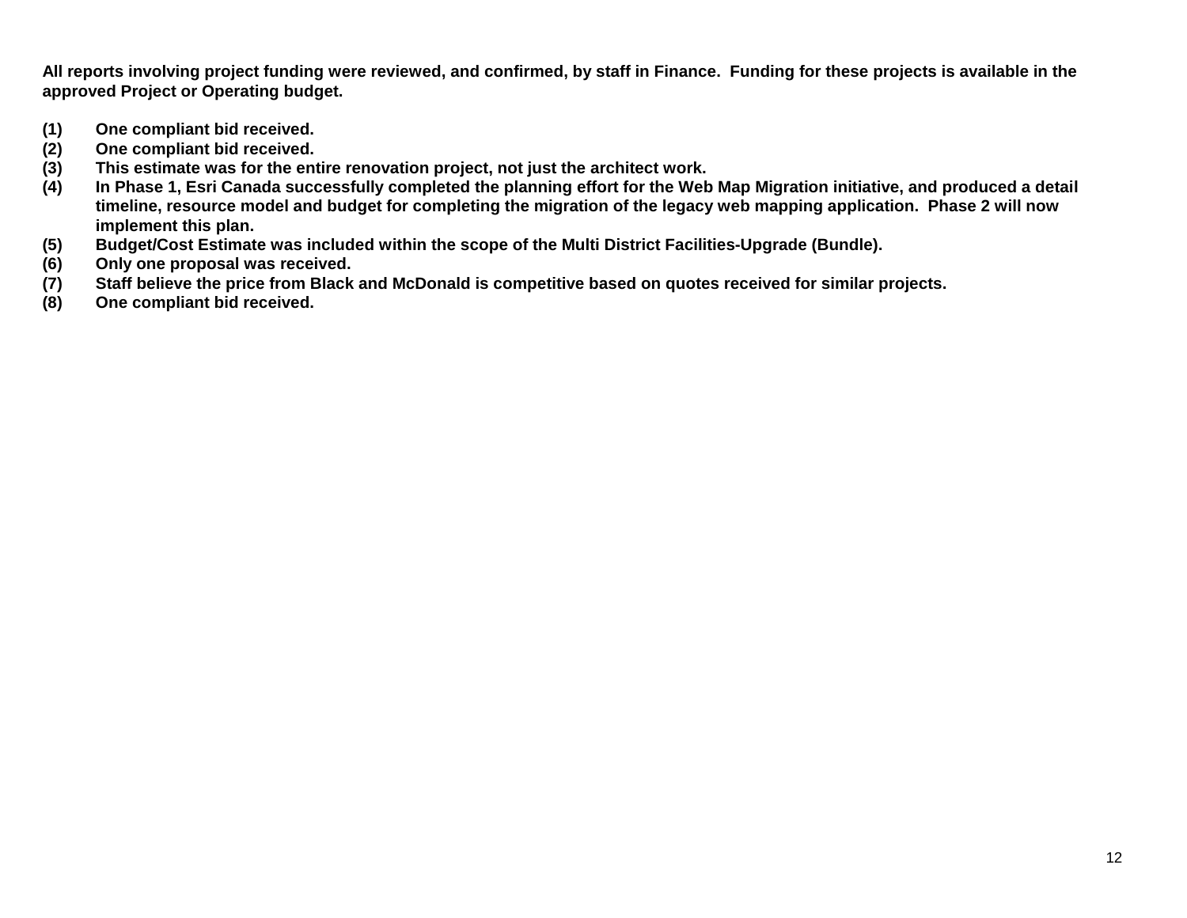**All reports involving project funding were reviewed, and confirmed, by staff in Finance. Funding for these projects is available in the approved Project or Operating budget.**

**(1)** **One compliant bid received.**
**(2)** **One compliant bid received.**
**(3)** **This estimate was for the entire renovation project, not just the architect work.**
**(4)** **In Phase 1, Esri Canada successfully completed the planning effort for the Web Map Migration initiative, and produced a detail timeline, resource model and budget for completing the migration of the legacy web mapping application. Phase 2 will now implement this plan.**
**(5)** **Budget/Cost Estimate was included within the scope of the Multi District Facilities-Upgrade (Bundle).**
**(6)** **Only one proposal was received.**
**(7)** **Staff believe the price from Black and McDonald is competitive based on quotes received for similar projects.**
**(8)** **One compliant bid received.**